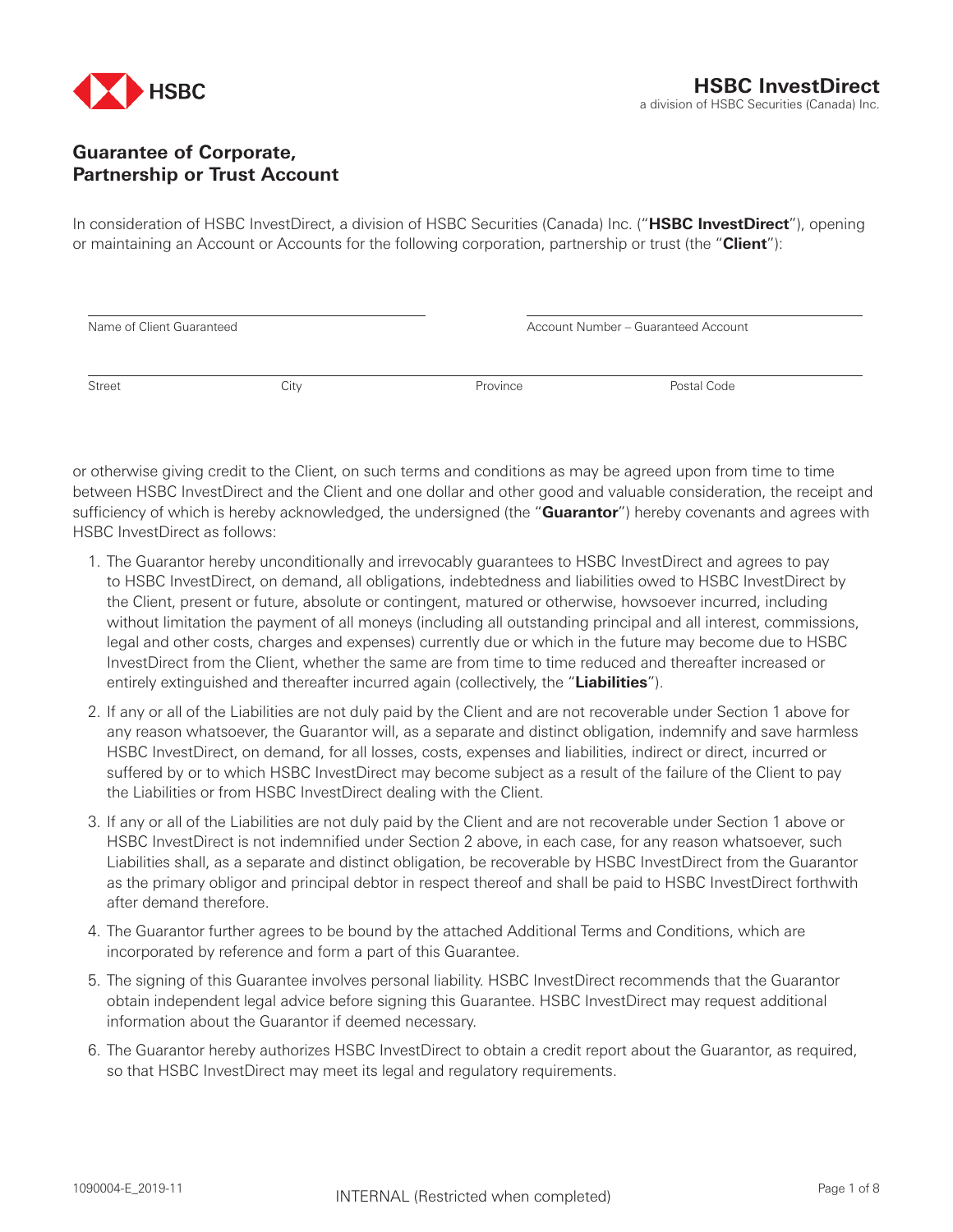HSBC

**HSBC InvestDirect**
a division of HSBC Securities (Canada) Inc.

# Guarantee of Corporate, Partnership or Trust Account

In consideration of HSBC InvestDirect, a division of HSBC Securities (Canada) Inc. ("**HSBC InvestDirect**"), opening or maintaining an Account or Accounts for the following corporation, partnership or trust (the "**Client**"):

| Name of Client Guaranteed | Account Number – Guaranteed Account |
|---|---|
| | |

| Street | City | Province | Postal Code |
|---|---|---|---|
| | | | |

or otherwise giving credit to the Client, on such terms and conditions as may be agreed upon from time to time between HSBC InvestDirect and the Client and one dollar and other good and valuable consideration, the receipt and sufficiency of which is hereby acknowledged, the undersigned (the "**Guarantor**") hereby covenants and agrees with HSBC InvestDirect as follows:

1. The Guarantor hereby unconditionally and irrevocably guarantees to HSBC InvestDirect and agrees to pay to HSBC InvestDirect, on demand, all obligations, indebtedness and liabilities owed to HSBC InvestDirect by the Client, present or future, absolute or contingent, matured or otherwise, howsoever incurred, including without limitation the payment of all moneys (including all outstanding principal and all interest, commissions, legal and other costs, charges and expenses) currently due or which in the future may become due to HSBC InvestDirect from the Client, whether the same are from time to time reduced and thereafter increased or entirely extinguished and thereafter incurred again (collectively, the "**Liabilities**").
2. If any or all of the Liabilities are not duly paid by the Client and are not recoverable under Section 1 above for any reason whatsoever, the Guarantor will, as a separate and distinct obligation, indemnify and save harmless HSBC InvestDirect, on demand, for all losses, costs, expenses and liabilities, indirect or direct, incurred or suffered by or to which HSBC InvestDirect may become subject as a result of the failure of the Client to pay the Liabilities or from HSBC InvestDirect dealing with the Client.
3. If any or all of the Liabilities are not duly paid by the Client and are not recoverable under Section 1 above or HSBC InvestDirect is not indemnified under Section 2 above, in each case, for any reason whatsoever, such Liabilities shall, as a separate and distinct obligation, be recoverable by HSBC InvestDirect from the Guarantor as the primary obligor and principal debtor in respect thereof and shall be paid to HSBC InvestDirect forthwith after demand therefore.
4. The Guarantor further agrees to be bound by the attached Additional Terms and Conditions, which are incorporated by reference and form a part of this Guarantee.
5. The signing of this Guarantee involves personal liability. HSBC InvestDirect recommends that the Guarantor obtain independent legal advice before signing this Guarantee. HSBC InvestDirect may request additional information about the Guarantor if deemed necessary.
6. The Guarantor hereby authorizes HSBC InvestDirect to obtain a credit report about the Guarantor, as required, so that HSBC InvestDirect may meet its legal and regulatory requirements.

1090004-E_2019-11

INTERNAL (Restricted when completed)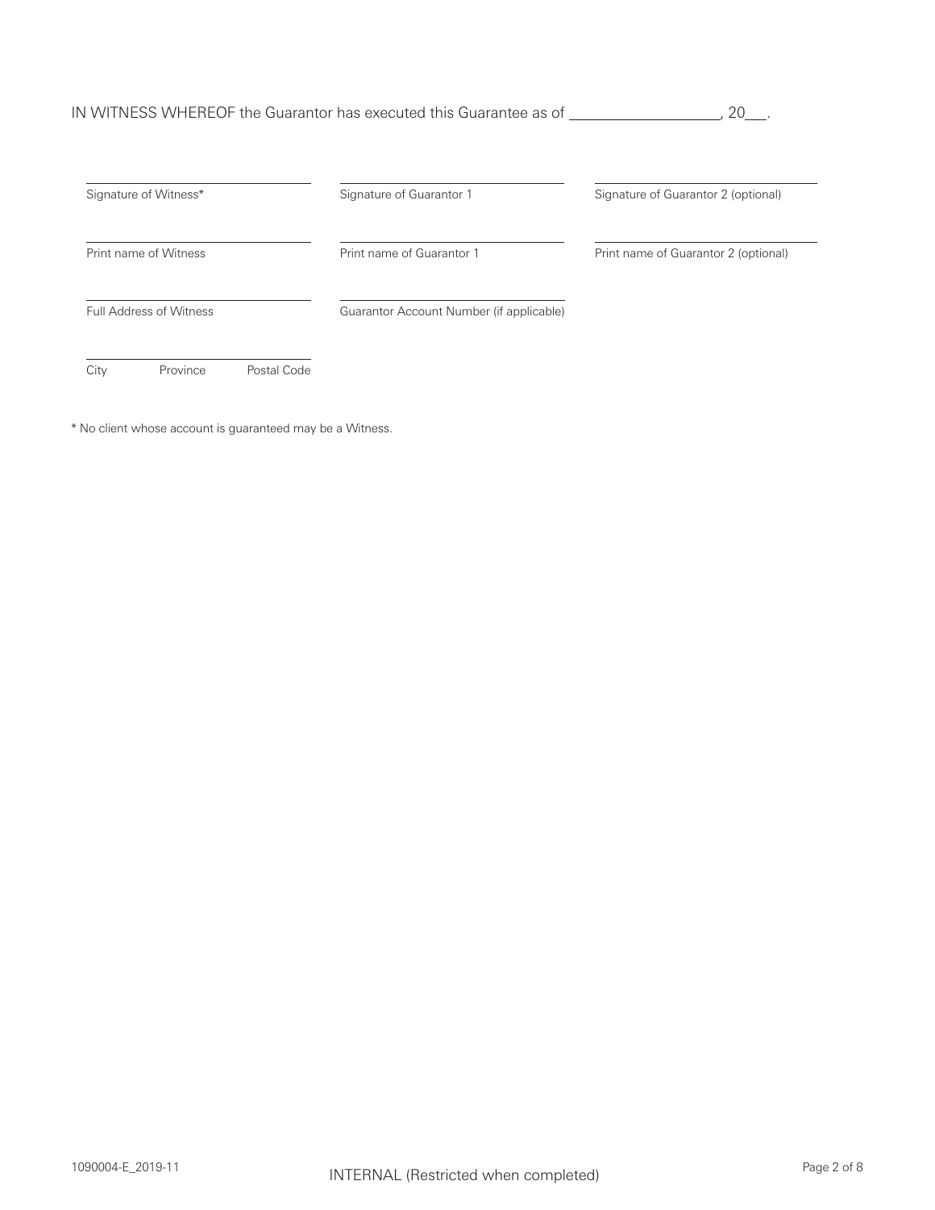IN WITNESS WHEREOF the Guarantor has executed this Guarantee as of ____________________, 20___.

| | | |
|---|---|---|
| Signature of Witness* | Signature of Guarantor 1 | Signature of Guarantor 2 (optional) |
| Print name of Witness | Print name of Guarantor 1 | Print name of Guarantor 2 (optional) |
| Full Address of Witness | Guarantor Account Number (if applicable) | |
| City Province Postal Code | | |

* No client whose account is guaranteed may be a Witness.

1090004-E_2019-11

INTERNAL (Restricted when completed)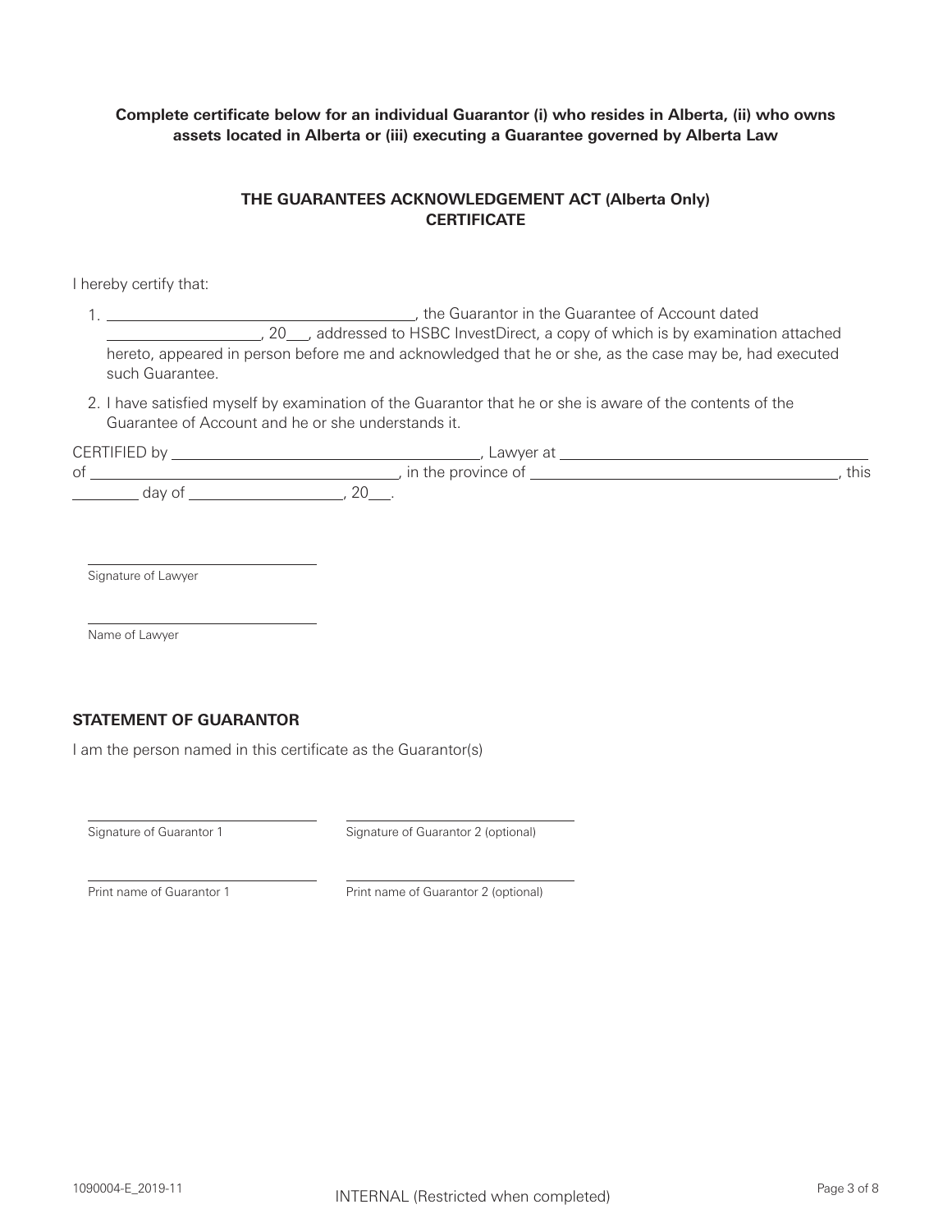**Complete certificate below for an individual Guarantor (i) who resides in Alberta, (ii) who owns assets located in Alberta or (iii) executing a Guarantee governed by Alberta Law**

## THE GUARANTEES ACKNOWLEDGEMENT ACT (Alberta Only) CERTIFICATE

I hereby certify that:

1. ______________________________, the Guarantor in the Guarantee of Account dated ________________, 20___, addressed to HSBC InvestDirect, a copy of which is by examination attached hereto, appeared in person before me and acknowledged that he or she, as the case may be, had executed such Guarantee.
2. I have satisfied myself by examination of the Guarantor that he or she is aware of the contents of the Guarantee of Account and he or she understands it.

CERTIFIED by ______________________________, Lawyer at ______________________________ of ______________________________, in the province of ______________________________, this ________ day of ________________, 20___.

______________________________
Signature of Lawyer

______________________________
Name of Lawyer

### STATEMENT OF GUARANTOR

I am the person named in this certificate as the Guarantor(s)

______________________________
Signature of Guarantor 1

______________________________
Signature of Guarantor 2 (optional)

______________________________
Print name of Guarantor 1

______________________________
Print name of Guarantor 2 (optional)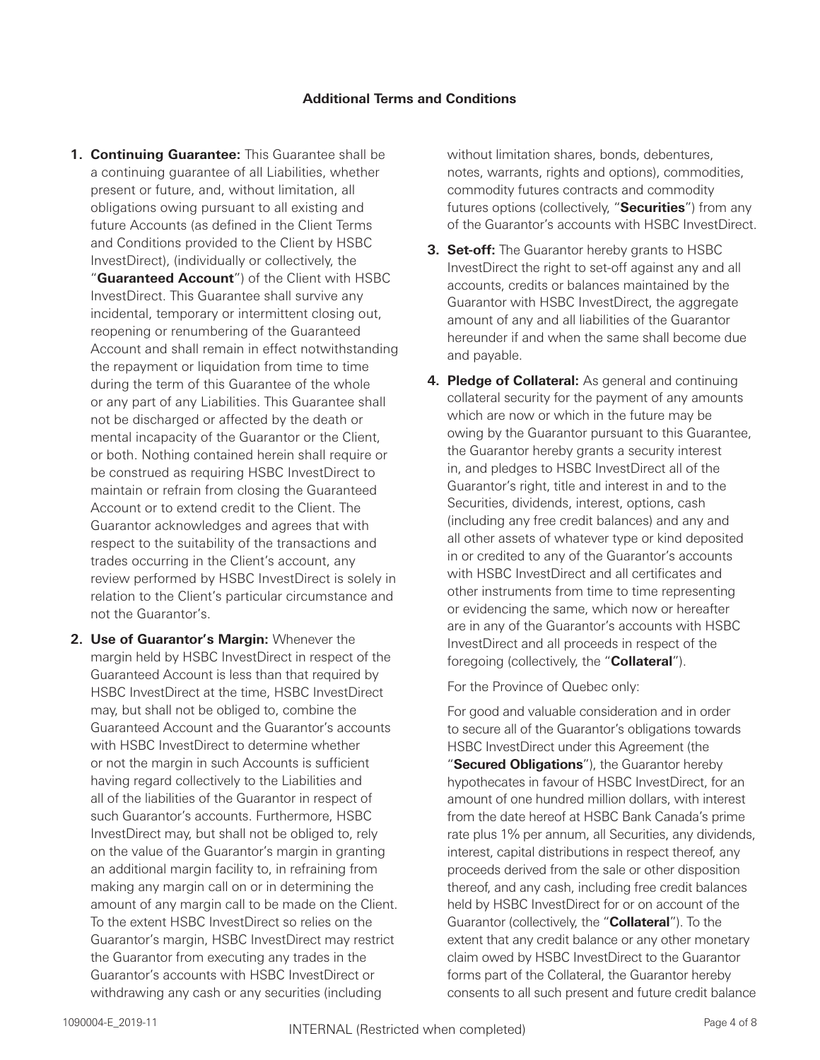### Additional Terms and Conditions

1. **Continuing Guarantee:** This Guarantee shall be a continuing guarantee of all Liabilities, whether present or future, and, without limitation, all obligations owing pursuant to all existing and future Accounts (as defined in the Client Terms and Conditions provided to the Client by HSBC InvestDirect), (individually or collectively, the "**Guaranteed Account**") of the Client with HSBC InvestDirect. This Guarantee shall survive any incidental, temporary or intermittent closing out, reopening or renumbering of the Guaranteed Account and shall remain in effect notwithstanding the repayment or liquidation from time to time during the term of this Guarantee of the whole or any part of any Liabilities. This Guarantee shall not be discharged or affected by the death or mental incapacity of the Guarantor or the Client, or both. Nothing contained herein shall require or be construed as requiring HSBC InvestDirect to maintain or refrain from closing the Guaranteed Account or to extend credit to the Client. The Guarantor acknowledges and agrees that with respect to the suitability of the transactions and trades occurring in the Client's account, any review performed by HSBC InvestDirect is solely in relation to the Client's particular circumstance and not the Guarantor's.

2. **Use of Guarantor's Margin:** Whenever the margin held by HSBC InvestDirect in respect of the Guaranteed Account is less than that required by HSBC InvestDirect at the time, HSBC InvestDirect may, but shall not be obliged to, combine the Guaranteed Account and the Guarantor's accounts with HSBC InvestDirect to determine whether or not the margin in such Accounts is sufficient having regard collectively to the Liabilities and all of the liabilities of the Guarantor in respect of such Guarantor's accounts. Furthermore, HSBC InvestDirect may, but shall not be obliged to, rely on the value of the Guarantor's margin in granting an additional margin facility to, in refraining from making any margin call on or in determining the amount of any margin call to be made on the Client. To the extent HSBC InvestDirect so relies on the Guarantor's margin, HSBC InvestDirect may restrict the Guarantor from executing any trades in the Guarantor's accounts with HSBC InvestDirect or withdrawing any cash or any securities (including without limitation shares, bonds, debentures, notes, warrants, rights and options), commodities, commodity futures contracts and commodity futures options (collectively, "**Securities**") from any of the Guarantor's accounts with HSBC InvestDirect.

3. **Set-off:** The Guarantor hereby grants to HSBC InvestDirect the right to set-off against any and all accounts, credits or balances maintained by the Guarantor with HSBC InvestDirect, the aggregate amount of any and all liabilities of the Guarantor hereunder if and when the same shall become due and payable.

4. **Pledge of Collateral:** As general and continuing collateral security for the payment of any amounts which are now or which in the future may be owing by the Guarantor pursuant to this Guarantee, the Guarantor hereby grants a security interest in, and pledges to HSBC InvestDirect all of the Guarantor's right, title and interest in and to the Securities, dividends, interest, options, cash (including any free credit balances) and any and all other assets of whatever type or kind deposited in or credited to any of the Guarantor's accounts with HSBC InvestDirect and all certificates and other instruments from time to time representing or evidencing the same, which now or hereafter are in any of the Guarantor's accounts with HSBC InvestDirect and all proceeds in respect of the foregoing (collectively, the "**Collateral**").

   For the Province of Quebec only:

   For good and valuable consideration and in order to secure all of the Guarantor's obligations towards HSBC InvestDirect under this Agreement (the "**Secured Obligations**"), the Guarantor hereby hypothecates in favour of HSBC InvestDirect, for an amount of one hundred million dollars, with interest from the date hereof at HSBC Bank Canada's prime rate plus 1% per annum, all Securities, any dividends, interest, capital distributions in respect thereof, any proceeds derived from the sale or other disposition thereof, and any cash, including free credit balances held by HSBC InvestDirect for or on account of the Guarantor (collectively, the "**Collateral**"). To the extent that any credit balance or any other monetary claim owed by HSBC InvestDirect to the Guarantor forms part of the Collateral, the Guarantor hereby consents to all such present and future credit balance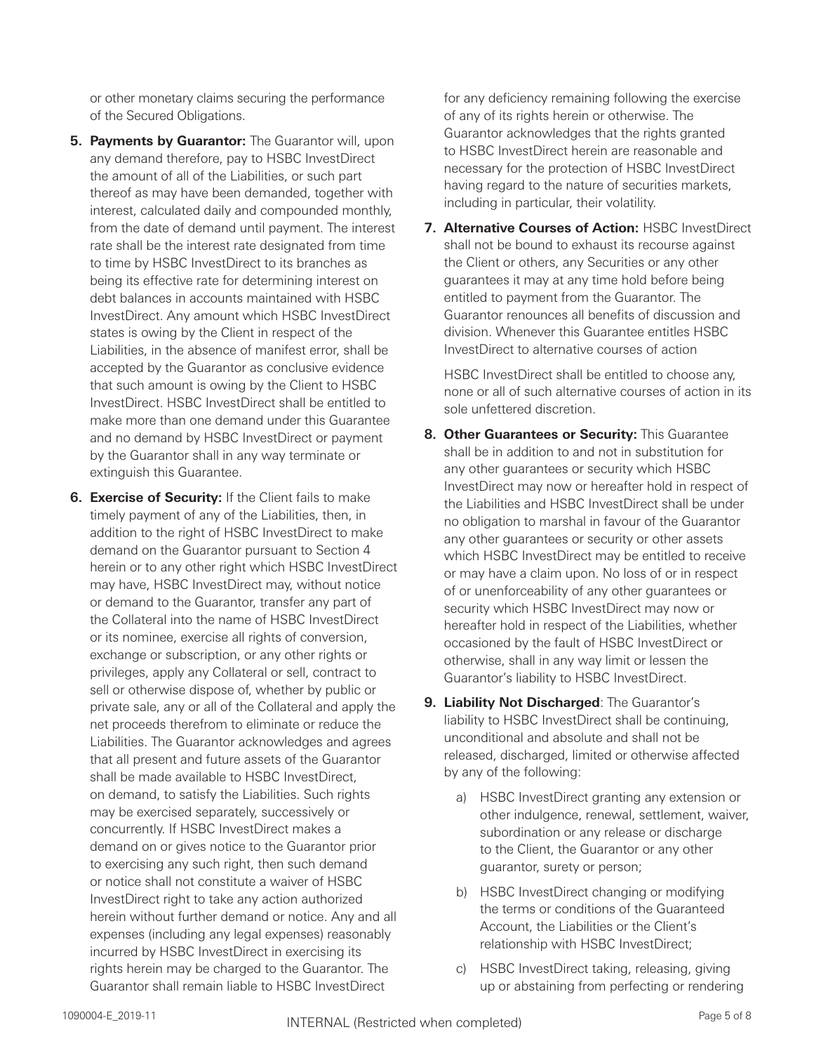or other monetary claims securing the performance of the Secured Obligations.

5. **Payments by Guarantor:** The Guarantor will, upon any demand therefore, pay to HSBC InvestDirect the amount of all of the Liabilities, or such part thereof as may have been demanded, together with interest, calculated daily and compounded monthly, from the date of demand until payment. The interest rate shall be the interest rate designated from time to time by HSBC InvestDirect to its branches as being its effective rate for determining interest on debt balances in accounts maintained with HSBC InvestDirect. Any amount which HSBC InvestDirect states is owing by the Client in respect of the Liabilities, in the absence of manifest error, shall be accepted by the Guarantor as conclusive evidence that such amount is owing by the Client to HSBC InvestDirect. HSBC InvestDirect shall be entitled to make more than one demand under this Guarantee and no demand by HSBC InvestDirect or payment by the Guarantor shall in any way terminate or extinguish this Guarantee.

6. **Exercise of Security:** If the Client fails to make timely payment of any of the Liabilities, then, in addition to the right of HSBC InvestDirect to make demand on the Guarantor pursuant to Section 4 herein or to any other right which HSBC InvestDirect may have, HSBC InvestDirect may, without notice or demand to the Guarantor, transfer any part of the Collateral into the name of HSBC InvestDirect or its nominee, exercise all rights of conversion, exchange or subscription, or any other rights or privileges, apply any Collateral or sell, contract to sell or otherwise dispose of, whether by public or private sale, any or all of the Collateral and apply the net proceeds therefrom to eliminate or reduce the Liabilities. The Guarantor acknowledges and agrees that all present and future assets of the Guarantor shall be made available to HSBC InvestDirect, on demand, to satisfy the Liabilities. Such rights may be exercised separately, successively or concurrently. If HSBC InvestDirect makes a demand on or gives notice to the Guarantor prior to exercising any such right, then such demand or notice shall not constitute a waiver of HSBC InvestDirect right to take any action authorized herein without further demand or notice. Any and all expenses (including any legal expenses) reasonably incurred by HSBC InvestDirect in exercising its rights herein may be charged to the Guarantor. The Guarantor shall remain liable to HSBC InvestDirect for any deficiency remaining following the exercise of any of its rights herein or otherwise. The Guarantor acknowledges that the rights granted to HSBC InvestDirect herein are reasonable and necessary for the protection of HSBC InvestDirect having regard to the nature of securities markets, including in particular, their volatility.

7. **Alternative Courses of Action:** HSBC InvestDirect shall not be bound to exhaust its recourse against the Client or others, any Securities or any other guarantees it may at any time hold before being entitled to payment from the Guarantor. The Guarantor renounces all benefits of discussion and division. Whenever this Guarantee entitles HSBC InvestDirect to alternative courses of action

   HSBC InvestDirect shall be entitled to choose any, none or all of such alternative courses of action in its sole unfettered discretion.

8. **Other Guarantees or Security:** This Guarantee shall be in addition to and not in substitution for any other guarantees or security which HSBC InvestDirect may now or hereafter hold in respect of the Liabilities and HSBC InvestDirect shall be under no obligation to marshal in favour of the Guarantor any other guarantees or security or other assets which HSBC InvestDirect may be entitled to receive or may have a claim upon. No loss of or in respect of or unenforceability of any other guarantees or security which HSBC InvestDirect may now or hereafter hold in respect of the Liabilities, whether occasioned by the fault of HSBC InvestDirect or otherwise, shall in any way limit or lessen the Guarantor's liability to HSBC InvestDirect.

9. **Liability Not Discharged**: The Guarantor's liability to HSBC InvestDirect shall be continuing, unconditional and absolute and shall not be released, discharged, limited or otherwise affected by any of the following:

   a) HSBC InvestDirect granting any extension or other indulgence, renewal, settlement, waiver, subordination or any release or discharge to the Client, the Guarantor or any other guarantor, surety or person;

   b) HSBC InvestDirect changing or modifying the terms or conditions of the Guaranteed Account, the Liabilities or the Client's relationship with HSBC InvestDirect;

   c) HSBC InvestDirect taking, releasing, giving up or abstaining from perfecting or rendering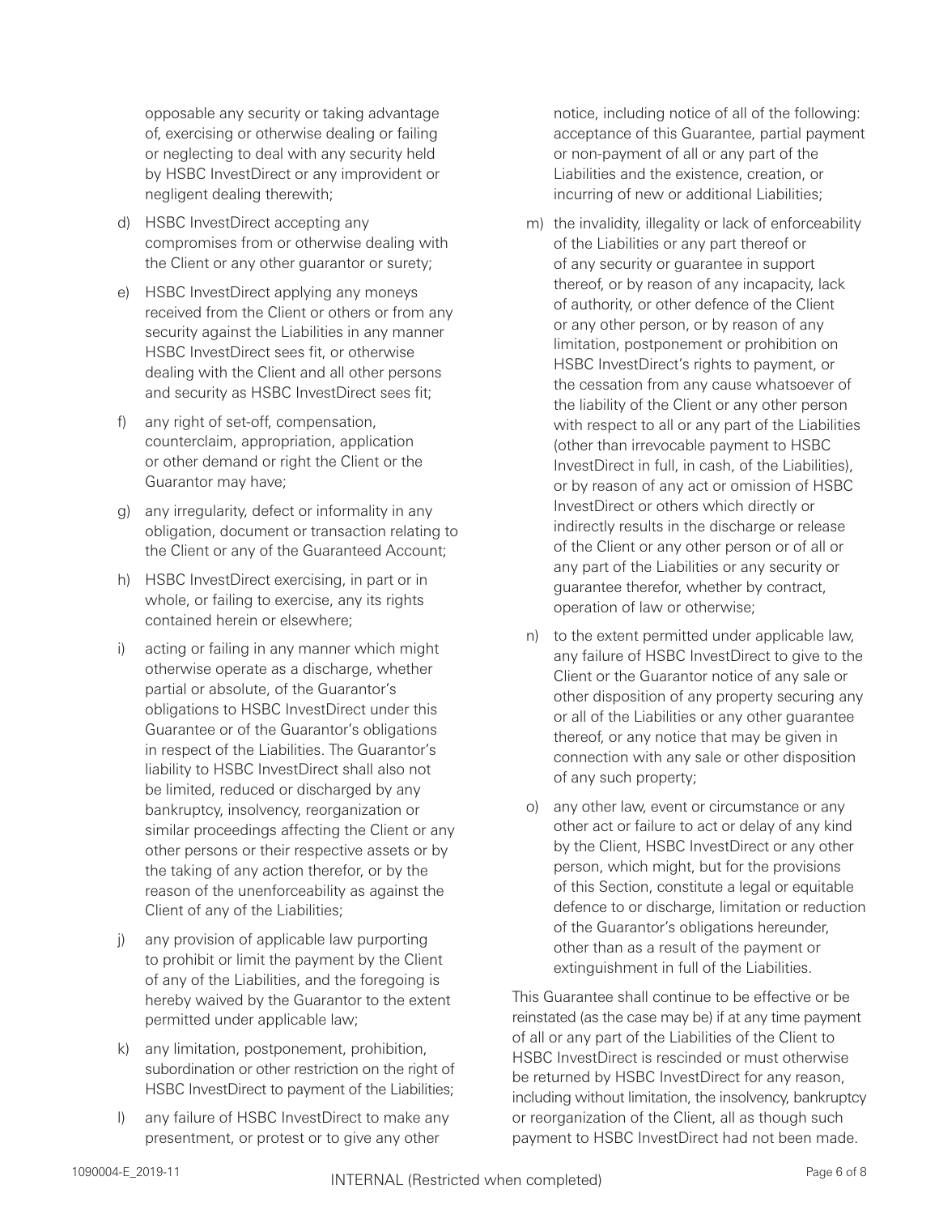opposable any security or taking advantage of, exercising or otherwise dealing or failing or neglecting to deal with any security held by HSBC InvestDirect or any improvident or negligent dealing therewith;

d) HSBC InvestDirect accepting any compromises from or otherwise dealing with the Client or any other guarantor or surety;

e) HSBC InvestDirect applying any moneys received from the Client or others or from any security against the Liabilities in any manner HSBC InvestDirect sees fit, or otherwise dealing with the Client and all other persons and security as HSBC InvestDirect sees fit;

f) any right of set-off, compensation, counterclaim, appropriation, application or other demand or right the Client or the Guarantor may have;

g) any irregularity, defect or informality in any obligation, document or transaction relating to the Client or any of the Guaranteed Account;

h) HSBC InvestDirect exercising, in part or in whole, or failing to exercise, any its rights contained herein or elsewhere;

i) acting or failing in any manner which might otherwise operate as a discharge, whether partial or absolute, of the Guarantor's obligations to HSBC InvestDirect under this Guarantee or of the Guarantor's obligations in respect of the Liabilities. The Guarantor's liability to HSBC InvestDirect shall also not be limited, reduced or discharged by any bankruptcy, insolvency, reorganization or similar proceedings affecting the Client or any other persons or their respective assets or by the taking of any action therefor, or by the reason of the unenforceability as against the Client of any of the Liabilities;

j) any provision of applicable law purporting to prohibit or limit the payment by the Client of any of the Liabilities, and the foregoing is hereby waived by the Guarantor to the extent permitted under applicable law;

k) any limitation, postponement, prohibition, subordination or other restriction on the right of HSBC InvestDirect to payment of the Liabilities;

l) any failure of HSBC InvestDirect to make any presentment, or protest or to give any other notice, including notice of all of the following: acceptance of this Guarantee, partial payment or non-payment of all or any part of the Liabilities and the existence, creation, or incurring of new or additional Liabilities;

m) the invalidity, illegality or lack of enforceability of the Liabilities or any part thereof or of any security or guarantee in support thereof, or by reason of any incapacity, lack of authority, or other defence of the Client or any other person, or by reason of any limitation, postponement or prohibition on HSBC InvestDirect's rights to payment, or the cessation from any cause whatsoever of the liability of the Client or any other person with respect to all or any part of the Liabilities (other than irrevocable payment to HSBC InvestDirect in full, in cash, of the Liabilities), or by reason of any act or omission of HSBC InvestDirect or others which directly or indirectly results in the discharge or release of the Client or any other person or of all or any part of the Liabilities or any security or guarantee therefor, whether by contract, operation of law or otherwise;

n) to the extent permitted under applicable law, any failure of HSBC InvestDirect to give to the Client or the Guarantor notice of any sale or other disposition of any property securing any or all of the Liabilities or any other guarantee thereof, or any notice that may be given in connection with any sale or other disposition of any such property;

o) any other law, event or circumstance or any other act or failure to act or delay of any kind by the Client, HSBC InvestDirect or any other person, which might, but for the provisions of this Section, constitute a legal or equitable defence to or discharge, limitation or reduction of the Guarantor's obligations hereunder, other than as a result of the payment or extinguishment in full of the Liabilities.

This Guarantee shall continue to be effective or be reinstated (as the case may be) if at any time payment of all or any part of the Liabilities of the Client to HSBC InvestDirect is rescinded or must otherwise be returned by HSBC InvestDirect for any reason, including without limitation, the insolvency, bankruptcy or reorganization of the Client, all as though such payment to HSBC InvestDirect had not been made.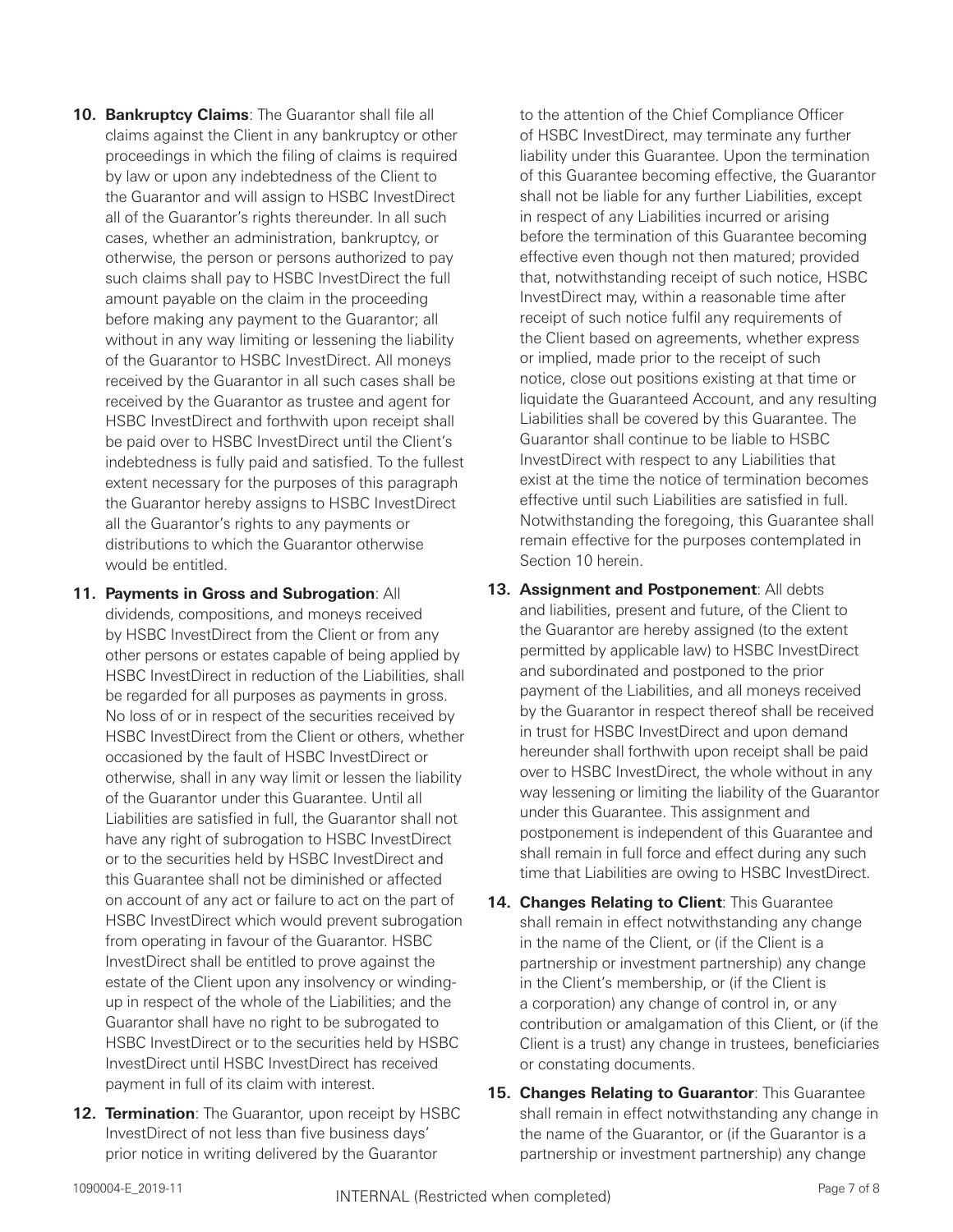10. **Bankruptcy Claims**: The Guarantor shall file all claims against the Client in any bankruptcy or other proceedings in which the filing of claims is required by law or upon any indebtedness of the Client to the Guarantor and will assign to HSBC InvestDirect all of the Guarantor's rights thereunder. In all such cases, whether an administration, bankruptcy, or otherwise, the person or persons authorized to pay such claims shall pay to HSBC InvestDirect the full amount payable on the claim in the proceeding before making any payment to the Guarantor; all without in any way limiting or lessening the liability of the Guarantor to HSBC InvestDirect. All moneys received by the Guarantor in all such cases shall be received by the Guarantor as trustee and agent for HSBC InvestDirect and forthwith upon receipt shall be paid over to HSBC InvestDirect until the Client's indebtedness is fully paid and satisfied. To the fullest extent necessary for the purposes of this paragraph the Guarantor hereby assigns to HSBC InvestDirect all the Guarantor's rights to any payments or distributions to which the Guarantor otherwise would be entitled.

11. **Payments in Gross and Subrogation**: All dividends, compositions, and moneys received by HSBC InvestDirect from the Client or from any other persons or estates capable of being applied by HSBC InvestDirect in reduction of the Liabilities, shall be regarded for all purposes as payments in gross. No loss of or in respect of the securities received by HSBC InvestDirect from the Client or others, whether occasioned by the fault of HSBC InvestDirect or otherwise, shall in any way limit or lessen the liability of the Guarantor under this Guarantee. Until all Liabilities are satisfied in full, the Guarantor shall not have any right of subrogation to HSBC InvestDirect or to the securities held by HSBC InvestDirect and this Guarantee shall not be diminished or affected on account of any act or failure to act on the part of HSBC InvestDirect which would prevent subrogation from operating in favour of the Guarantor. HSBC InvestDirect shall be entitled to prove against the estate of the Client upon any insolvency or winding-up in respect of the whole of the Liabilities; and the Guarantor shall have no right to be subrogated to HSBC InvestDirect or to the securities held by HSBC InvestDirect until HSBC InvestDirect has received payment in full of its claim with interest.

12. **Termination**: The Guarantor, upon receipt by HSBC InvestDirect of not less than five business days' prior notice in writing delivered by the Guarantor to the attention of the Chief Compliance Officer of HSBC InvestDirect, may terminate any further liability under this Guarantee. Upon the termination of this Guarantee becoming effective, the Guarantor shall not be liable for any further Liabilities, except in respect of any Liabilities incurred or arising before the termination of this Guarantee becoming effective even though not then matured; provided that, notwithstanding receipt of such notice, HSBC InvestDirect may, within a reasonable time after receipt of such notice fulfil any requirements of the Client based on agreements, whether express or implied, made prior to the receipt of such notice, close out positions existing at that time or liquidate the Guaranteed Account, and any resulting Liabilities shall be covered by this Guarantee. The Guarantor shall continue to be liable to HSBC InvestDirect with respect to any Liabilities that exist at the time the notice of termination becomes effective until such Liabilities are satisfied in full. Notwithstanding the foregoing, this Guarantee shall remain effective for the purposes contemplated in Section 10 herein.

13. **Assignment and Postponement**: All debts and liabilities, present and future, of the Client to the Guarantor are hereby assigned (to the extent permitted by applicable law) to HSBC InvestDirect and subordinated and postponed to the prior payment of the Liabilities, and all moneys received by the Guarantor in respect thereof shall be received in trust for HSBC InvestDirect and upon demand hereunder shall forthwith upon receipt shall be paid over to HSBC InvestDirect, the whole without in any way lessening or limiting the liability of the Guarantor under this Guarantee. This assignment and postponement is independent of this Guarantee and shall remain in full force and effect during any such time that Liabilities are owing to HSBC InvestDirect.

14. **Changes Relating to Client**: This Guarantee shall remain in effect notwithstanding any change in the name of the Client, or (if the Client is a partnership or investment partnership) any change in the Client's membership, or (if the Client is a corporation) any change of control in, or any contribution or amalgamation of this Client, or (if the Client is a trust) any change in trustees, beneficiaries or constating documents.

15. **Changes Relating to Guarantor**: This Guarantee shall remain in effect notwithstanding any change in the name of the Guarantor, or (if the Guarantor is a partnership or investment partnership) any change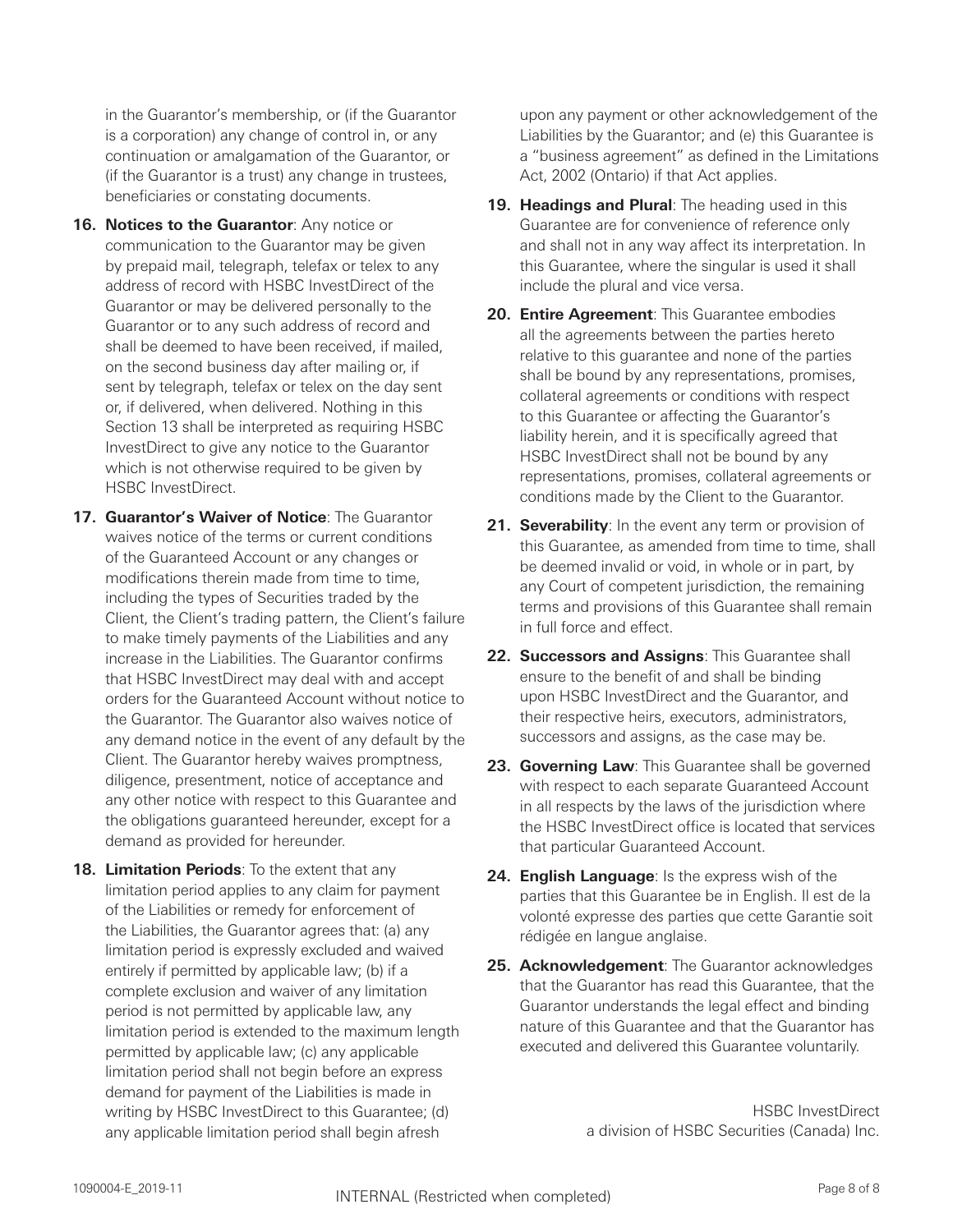in the Guarantor's membership, or (if the Guarantor is a corporation) any change of control in, or any continuation or amalgamation of the Guarantor, or (if the Guarantor is a trust) any change in trustees, beneficiaries or constating documents.

16. **Notices to the Guarantor**: Any notice or communication to the Guarantor may be given by prepaid mail, telegraph, telefax or telex to any address of record with HSBC InvestDirect of the Guarantor or may be delivered personally to the Guarantor or to any such address of record and shall be deemed to have been received, if mailed, on the second business day after mailing or, if sent by telegraph, telefax or telex on the day sent or, if delivered, when delivered. Nothing in this Section 13 shall be interpreted as requiring HSBC InvestDirect to give any notice to the Guarantor which is not otherwise required to be given by HSBC InvestDirect.

17. **Guarantor's Waiver of Notice**: The Guarantor waives notice of the terms or current conditions of the Guaranteed Account or any changes or modifications therein made from time to time, including the types of Securities traded by the Client, the Client's trading pattern, the Client's failure to make timely payments of the Liabilities and any increase in the Liabilities. The Guarantor confirms that HSBC InvestDirect may deal with and accept orders for the Guaranteed Account without notice to the Guarantor. The Guarantor also waives notice of any demand notice in the event of any default by the Client. The Guarantor hereby waives promptness, diligence, presentment, notice of acceptance and any other notice with respect to this Guarantee and the obligations guaranteed hereunder, except for a demand as provided for hereunder.

18. **Limitation Periods**: To the extent that any limitation period applies to any claim for payment of the Liabilities or remedy for enforcement of the Liabilities, the Guarantor agrees that: (a) any limitation period is expressly excluded and waived entirely if permitted by applicable law; (b) if a complete exclusion and waiver of any limitation period is not permitted by applicable law, any limitation period is extended to the maximum length permitted by applicable law; (c) any applicable limitation period shall not begin before an express demand for payment of the Liabilities is made in writing by HSBC InvestDirect to this Guarantee; (d) any applicable limitation period shall begin afresh upon any payment or other acknowledgement of the Liabilities by the Guarantor; and (e) this Guarantee is a "business agreement" as defined in the Limitations Act, 2002 (Ontario) if that Act applies.

19. **Headings and Plural**: The heading used in this Guarantee are for convenience of reference only and shall not in any way affect its interpretation. In this Guarantee, where the singular is used it shall include the plural and vice versa.

20. **Entire Agreement**: This Guarantee embodies all the agreements between the parties hereto relative to this guarantee and none of the parties shall be bound by any representations, promises, collateral agreements or conditions with respect to this Guarantee or affecting the Guarantor's liability herein, and it is specifically agreed that HSBC InvestDirect shall not be bound by any representations, promises, collateral agreements or conditions made by the Client to the Guarantor.

21. **Severability**: In the event any term or provision of this Guarantee, as amended from time to time, shall be deemed invalid or void, in whole or in part, by any Court of competent jurisdiction, the remaining terms and provisions of this Guarantee shall remain in full force and effect.

22. **Successors and Assigns**: This Guarantee shall ensure to the benefit of and shall be binding upon HSBC InvestDirect and the Guarantor, and their respective heirs, executors, administrators, successors and assigns, as the case may be.

23. **Governing Law**: This Guarantee shall be governed with respect to each separate Guaranteed Account in all respects by the laws of the jurisdiction where the HSBC InvestDirect office is located that services that particular Guaranteed Account.

24. **English Language**: Is the express wish of the parties that this Guarantee be in English. Il est de la volonté expresse des parties que cette Garantie soit rédigée en langue anglaise.

25. **Acknowledgement**: The Guarantor acknowledges that the Guarantor has read this Guarantee, that the Guarantor understands the legal effect and binding nature of this Guarantee and that the Guarantor has executed and delivered this Guarantee voluntarily.

HSBC InvestDirect
a division of HSBC Securities (Canada) Inc.

1090004-E_2019-11

INTERNAL (Restricted when completed)